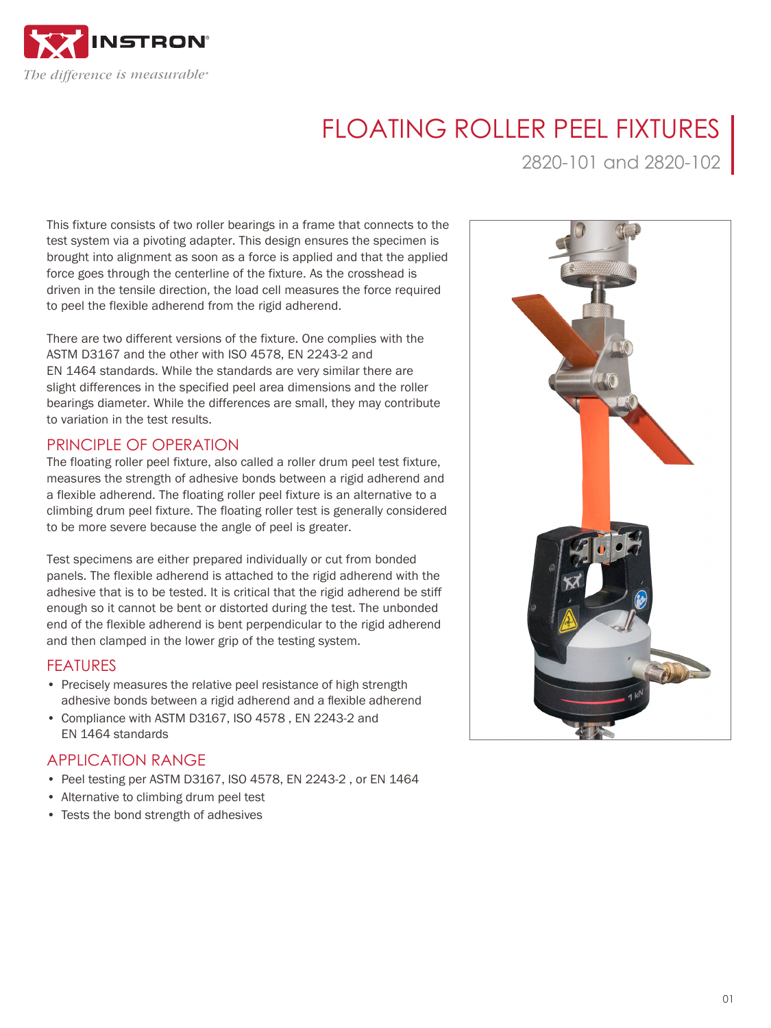# FLOATING ROLLER PEEL FIXTURES

2820-101 and 2820-102

This fixture consists of two roller bearings in a frame that connects to the test system via a pivoting adapter. This design ensures the specimen is brought into alignment as soon as a force is applied and that the applied force goes through the centerline of the fixture. As the crosshead is driven in the tensile direction, the load cell measures the force required to peel the flexible adherend from the rigid adherend.

There are two different versions of the fixture. One complies with the ASTM D3167 and the other with ISO 4578, EN 2243-2 and EN 1464 standards. While the standards are very similar there are slight differences in the specified peel area dimensions and the roller bearings diameter. While the differences are small, they may contribute to variation in the test results.

## PRINCIPLE OF OPERATION

The floating roller peel fixture, also called a roller drum peel test fixture, measures the strength of adhesive bonds between a rigid adherend and a flexible adherend. The floating roller peel fixture is an alternative to a climbing drum peel fixture. The floating roller test is generally considered to be more severe because the angle of peel is greater.

Test specimens are either prepared individually or cut from bonded panels. The flexible adherend is attached to the rigid adherend with the adhesive that is to be tested. It is critical that the rigid adherend be stiff enough so it cannot be bent or distorted during the test. The unbonded end of the flexible adherend is bent perpendicular to the rigid adherend and then clamped in the lower grip of the testing system.

## FEATURES

- Precisely measures the relative peel resistance of high strength adhesive bonds between a rigid adherend and a flexible adherend
- Compliance with ASTM D3167, ISO 4578 , EN 2243-2 and EN 1464 standards

## APPLICATION RANGE

- Peel testing per ASTM D3167, ISO 4578, EN 2243-2 , or EN 1464
- Alternative to climbing drum peel test
- Tests the bond strength of adhesives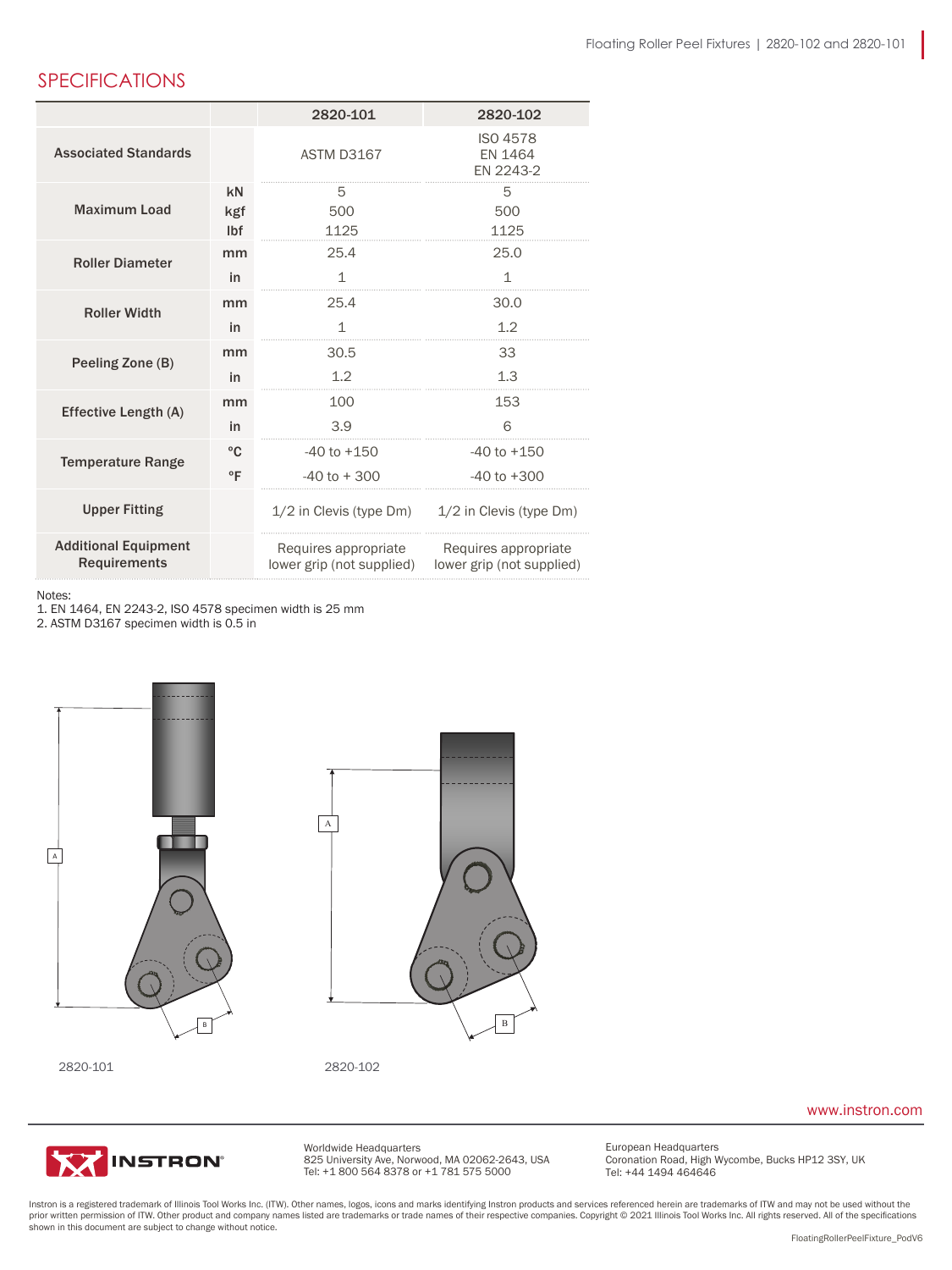## SPECIFICATIONS

| | | 2820-101 | 2820-102 |
|---|---|---|---|
| **Associated Standards** | | ASTM D3167 | ISO 4578<br>EN 1464<br>EN 2243-2 |
| **Maximum Load** | kN<br>kgf<br>lbf | 5<br>500<br>1125 | 5<br>500<br>1125 |
| **Roller Diameter** | mm | 25.4 | 25.0 |
| | in | 1 | 1 |
| **Roller Width** | mm | 25.4 | 30.0 |
| | in | 1 | 1.2 |
| **Peeling Zone (B)** | mm | 30.5 | 33 |
| | in | 1.2 | 1.3 |
| **Effective Length (A)** | mm | 100 | 153 |
| | in | 3.9 | 6 |
| **Temperature Range** | °C | -40 to +150 | -40 to +150 |
| | °F | -40 to + 300 | -40 to +300 |
| **Upper Fitting** | | 1/2 in Clevis (type Dm) | 1/2 in Clevis (type Dm) |
| **Additional Equipment Requirements** | | Requires appropriate lower grip (not supplied) | Requires appropriate lower grip (not supplied) |

Notes:
1. EN 1464, EN 2243-2, ISO 4578 specimen width is 25 mm
2. ASTM D3167 specimen width is 0.5 in

A

B

2820-101

A

B

2820-102

www.instron.com

Worldwide Headquarters
825 University Ave, Norwood, MA 02062-2643, USA
Tel: +1 800 564 8378 or +1 781 575 5000

European Headquarters
Coronation Road, High Wycombe, Bucks HP12 3SY, UK
Tel: +44 1494 464646

Instron is a registered trademark of Illinois Tool Works Inc. (ITW). Other names, logos, icons and marks identifying Instron products and services referenced herein are trademarks of ITW and may not be used without the prior written permission of ITW. Other product and company names listed are trademarks or trade names of their respective companies. Copyright © 2021 Illinois Tool Works Inc. All rights reserved. All of the specifications shown in this document are subject to change without notice.

FloatingRollerPeelFixture_PodV6